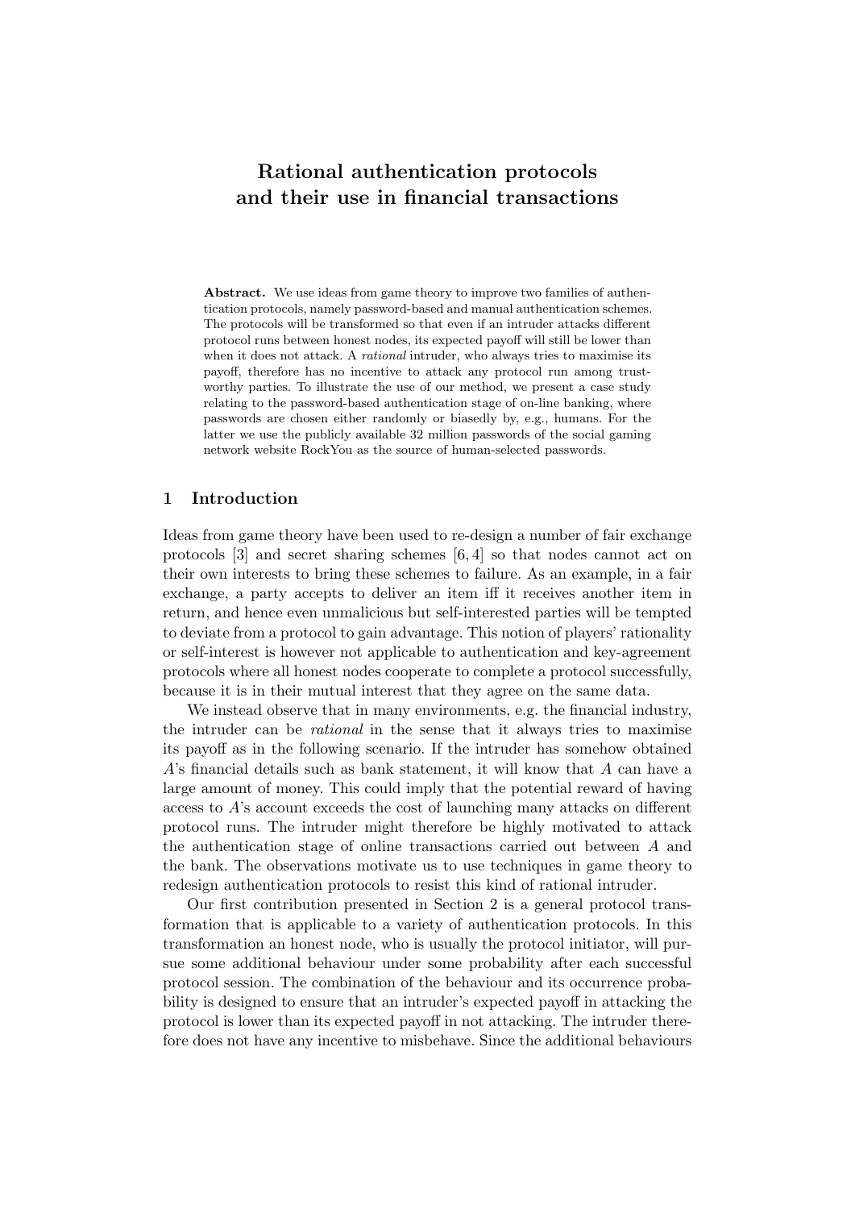# Rational authentication protocols and their use in financial transactions

**Abstract.** We use ideas from game theory to improve two families of authentication protocols, namely password-based and manual authentication schemes. The protocols will be transformed so that even if an intruder attacks different protocol runs between honest nodes, its expected payoff will still be lower than when it does not attack. A *rational* intruder, who always tries to maximise its payoff, therefore has no incentive to attack any protocol run among trustworthy parties. To illustrate the use of our method, we present a case study relating to the password-based authentication stage of on-line banking, where passwords are chosen either randomly or biasedly by, e.g., humans. For the latter we use the publicly available 32 million passwords of the social gaming network website RockYou as the source of human-selected passwords.

## 1 Introduction

Ideas from game theory have been used to re-design a number of fair exchange protocols [3] and secret sharing schemes [6, 4] so that nodes cannot act on their own interests to bring these schemes to failure. As an example, in a fair exchange, a party accepts to deliver an item iff it receives another item in return, and hence even unmalicious but self-interested parties will be tempted to deviate from a protocol to gain advantage. This notion of players' rationality or self-interest is however not applicable to authentication and key-agreement protocols where all honest nodes cooperate to complete a protocol successfully, because it is in their mutual interest that they agree on the same data.

We instead observe that in many environments, e.g. the financial industry, the intruder can be *rational* in the sense that it always tries to maximise its payoff as in the following scenario. If the intruder has somehow obtained $A$'s financial details such as bank statement, it will know that $A$ can have a large amount of money. This could imply that the potential reward of having access to $A$'s account exceeds the cost of launching many attacks on different protocol runs. The intruder might therefore be highly motivated to attack the authentication stage of online transactions carried out between $A$ and the bank. The observations motivate us to use techniques in game theory to redesign authentication protocols to resist this kind of rational intruder.

Our first contribution presented in Section 2 is a general protocol transformation that is applicable to a variety of authentication protocols. In this transformation an honest node, who is usually the protocol initiator, will pursue some additional behaviour under some probability after each successful protocol session. The combination of the behaviour and its occurrence probability is designed to ensure that an intruder's expected payoff in attacking the protocol is lower than its expected payoff in not attacking. The intruder therefore does not have any incentive to misbehave. Since the additional behaviours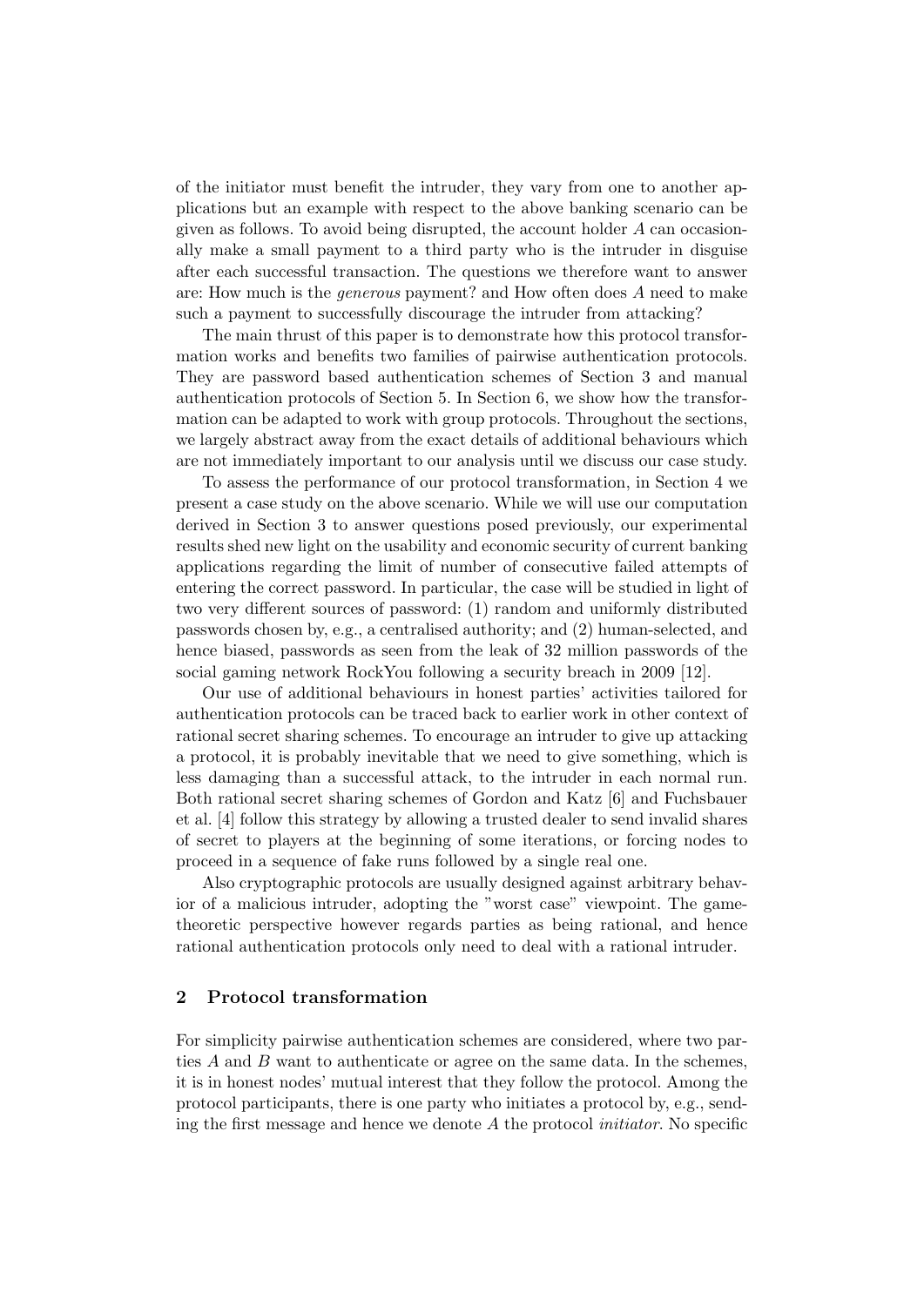of the initiator must benefit the intruder, they vary from one to another applications but an example with respect to the above banking scenario can be given as follows. To avoid being disrupted, the account holder $A$ can occasionally make a small payment to a third party who is the intruder in disguise after each successful transaction. The questions we therefore want to answer are: How much is the *generous* payment? and How often does $A$ need to make such a payment to successfully discourage the intruder from attacking?

The main thrust of this paper is to demonstrate how this protocol transformation works and benefits two families of pairwise authentication protocols. They are password based authentication schemes of Section 3 and manual authentication protocols of Section 5. In Section 6, we show how the transformation can be adapted to work with group protocols. Throughout the sections, we largely abstract away from the exact details of additional behaviours which are not immediately important to our analysis until we discuss our case study.

To assess the performance of our protocol transformation, in Section 4 we present a case study on the above scenario. While we will use our computation derived in Section 3 to answer questions posed previously, our experimental results shed new light on the usability and economic security of current banking applications regarding the limit of number of consecutive failed attempts of entering the correct password. In particular, the case will be studied in light of two very different sources of password: (1) random and uniformly distributed passwords chosen by, e.g., a centralised authority; and (2) human-selected, and hence biased, passwords as seen from the leak of 32 million passwords of the social gaming network RockYou following a security breach in 2009 [12].

Our use of additional behaviours in honest parties' activities tailored for authentication protocols can be traced back to earlier work in other context of rational secret sharing schemes. To encourage an intruder to give up attacking a protocol, it is probably inevitable that we need to give something, which is less damaging than a successful attack, to the intruder in each normal run. Both rational secret sharing schemes of Gordon and Katz [6] and Fuchsbauer et al. [4] follow this strategy by allowing a trusted dealer to send invalid shares of secret to players at the beginning of some iterations, or forcing nodes to proceed in a sequence of fake runs followed by a single real one.

Also cryptographic protocols are usually designed against arbitrary behavior of a malicious intruder, adopting the "worst case" viewpoint. The game-theoretic perspective however regards parties as being rational, and hence rational authentication protocols only need to deal with a rational intruder.

## 2 Protocol transformation

For simplicity pairwise authentication schemes are considered, where two parties $A$ and $B$ want to authenticate or agree on the same data. In the schemes, it is in honest nodes' mutual interest that they follow the protocol. Among the protocol participants, there is one party who initiates a protocol by, e.g., sending the first message and hence we denote $A$ the protocol *initiator*. No specific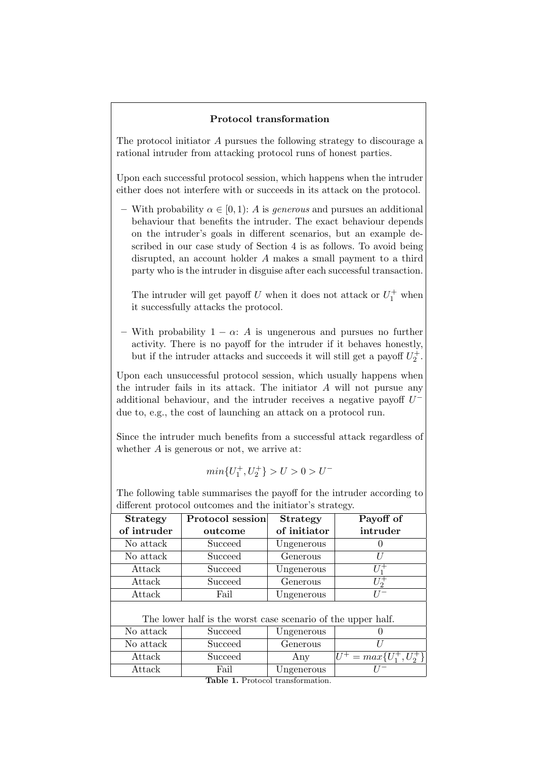**Protocol transformation**

The protocol initiator $A$ pursues the following strategy to discourage a rational intruder from attacking protocol runs of honest parties.

Upon each successful protocol session, which happens when the intruder either does not interfere with or succeeds in its attack on the protocol.

- With probability $\alpha \in [0, 1)$: $A$ is *generous* and pursues an additional behaviour that benefits the intruder. The exact behaviour depends on the intruder's goals in different scenarios, but an example described in our case study of Section 4 is as follows. To avoid being disrupted, an account holder $A$ makes a small payment to a third party who is the intruder in disguise after each successful transaction.

  The intruder will get payoff $U$ when it does not attack or $U_1^+$ when it successfully attacks the protocol.

- With probability $1 - \alpha$: $A$ is ungenerous and pursues no further activity. There is no payoff for the intruder if it behaves honestly, but if the intruder attacks and succeeds it will still get a payoff $U_2^+$.

Upon each unsuccessful protocol session, which usually happens when the intruder fails in its attack. The initiator $A$ will not pursue any additional behaviour, and the intruder receives a negative payoff $U^-$ due to, e.g., the cost of launching an attack on a protocol run.

Since the intruder much benefits from a successful attack regardless of whether $A$ is generous or not, we arrive at:

$$min\{U_1^+, U_2^+\} > U > 0 > U^-$$

The following table summarises the payoff for the intruder according to different protocol outcomes and the initiator's strategy.

| **Strategy of intruder** | **Protocol session outcome** | **Strategy of initiator** | **Payoff of intruder** |
|---|---|---|---|
| No attack | Succeed | Ungenerous | 0 |
| No attack | Succeed | Generous | $U$ |
| Attack | Succeed | Ungenerous | $U_1^+$ |
| Attack | Succeed | Generous | $U_2^+$ |
| Attack | Fail | Ungenerous | $U^-$ |
| The lower half is the worst case scenario of the upper half. | | | |
| No attack | Succeed | Ungenerous | 0 |
| No attack | Succeed | Generous | $U$ |
| Attack | Succeed | Any | $U^+ = max\{U_1^+, U_2^+\}$ |
| Attack | Fail | Ungenerous | $U^-$ |

**Table 1.** Protocol transformation.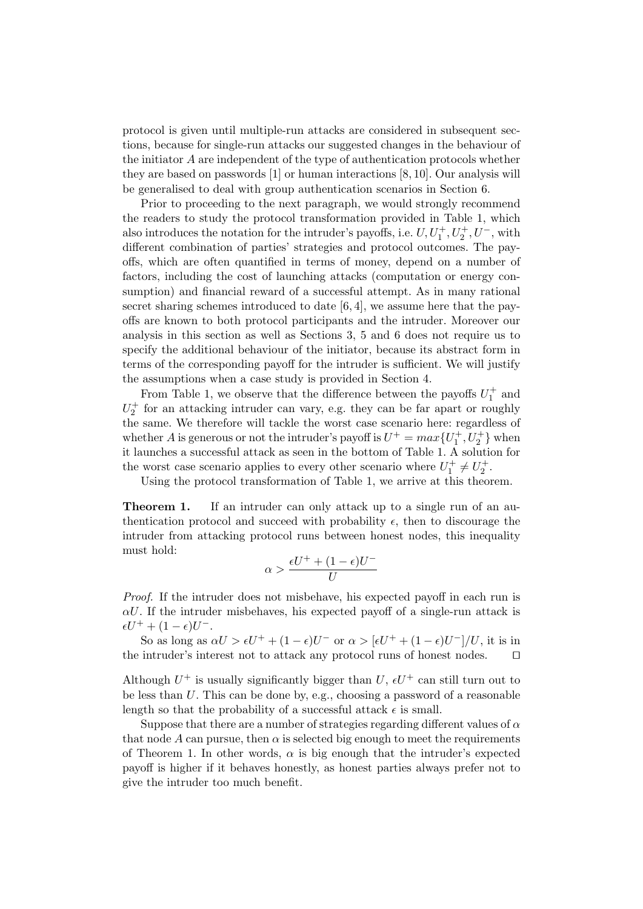protocol is given until multiple-run attacks are considered in subsequent sections, because for single-run attacks our suggested changes in the behaviour of the initiator $A$ are independent of the type of authentication protocols whether they are based on passwords [1] or human interactions [8, 10]. Our analysis will be generalised to deal with group authentication scenarios in Section 6.

Prior to proceeding to the next paragraph, we would strongly recommend the readers to study the protocol transformation provided in Table 1, which also introduces the notation for the intruder's payoffs, i.e. $U, U_1^+, U_2^+, U^-$, with different combination of parties' strategies and protocol outcomes. The payoffs, which are often quantified in terms of money, depend on a number of factors, including the cost of launching attacks (computation or energy consumption) and financial reward of a successful attempt. As in many rational secret sharing schemes introduced to date [6, 4], we assume here that the payoffs are known to both protocol participants and the intruder. Moreover our analysis in this section as well as Sections 3, 5 and 6 does not require us to specify the additional behaviour of the initiator, because its abstract form in terms of the corresponding payoff for the intruder is sufficient. We will justify the assumptions when a case study is provided in Section 4.

From Table 1, we observe that the difference between the payoffs $U_1^+$ and $U_2^+$ for an attacking intruder can vary, e.g. they can be far apart or roughly the same. We therefore will tackle the worst case scenario here: regardless of whether $A$ is generous or not the intruder's payoff is $U^+ = max\{U_1^+, U_2^+\}$ when it launches a successful attack as seen in the bottom of Table 1. A solution for the worst case scenario applies to every other scenario where $U_1^+ \neq U_2^+$.

Using the protocol transformation of Table 1, we arrive at this theorem.

**Theorem 1.** If an intruder can only attack up to a single run of an authentication protocol and succeed with probability $\epsilon$, then to discourage the intruder from attacking protocol runs between honest nodes, this inequality must hold:

$$\alpha > \frac{\epsilon U^+ + (1-\epsilon)U^-}{U}$$

*Proof.* If the intruder does not misbehave, his expected payoff in each run is $\alpha U$. If the intruder misbehaves, his expected payoff of a single-run attack is $\epsilon U^+ + (1-\epsilon)U^-$.

So as long as $\alpha U > \epsilon U^+ + (1-\epsilon)U^-$ or $\alpha > [\epsilon U^+ + (1-\epsilon)U^-]/U$, it is in the intruder's interest not to attack any protocol runs of honest nodes. $\square$

Although $U^+$ is usually significantly bigger than $U$, $\epsilon U^+$ can still turn out to be less than $U$. This can be done by, e.g., choosing a password of a reasonable length so that the probability of a successful attack $\epsilon$ is small.

Suppose that there are a number of strategies regarding different values of $\alpha$ that node $A$ can pursue, then $\alpha$ is selected big enough to meet the requirements of Theorem 1. In other words, $\alpha$ is big enough that the intruder's expected payoff is higher if it behaves honestly, as honest parties always prefer not to give the intruder too much benefit.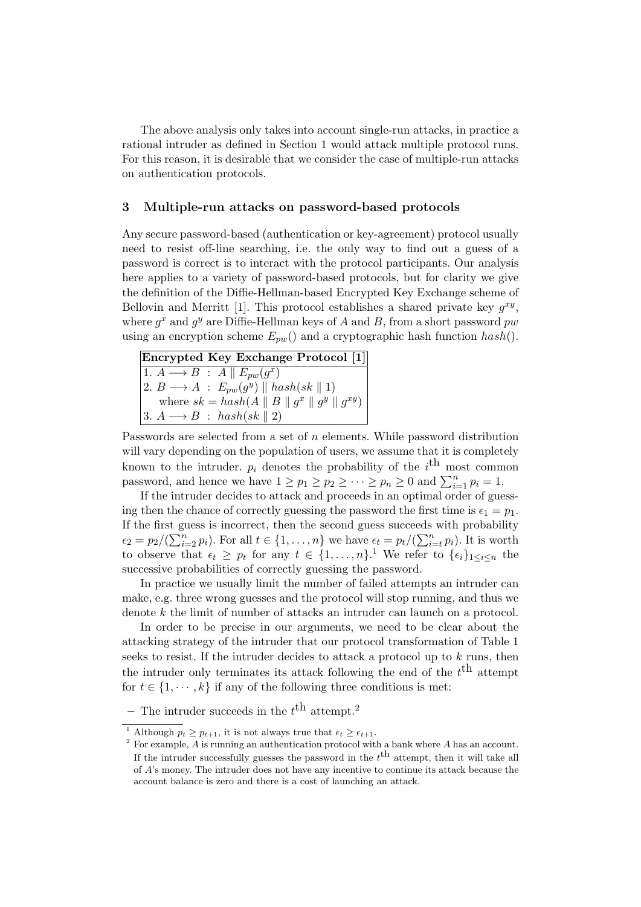The above analysis only takes into account single-run attacks, in practice a rational intruder as defined in Section 1 would attack multiple protocol runs. For this reason, it is desirable that we consider the case of multiple-run attacks on authentication protocols.

## 3 Multiple-run attacks on password-based protocols

Any secure password-based (authentication or key-agreement) protocol usually need to resist off-line searching, i.e. the only way to find out a guess of a password is correct is to interact with the protocol participants. Our analysis here applies to a variety of password-based protocols, but for clarity we give the definition of the Diffie-Hellman-based Encrypted Key Exchange scheme of Bellovin and Merritt [1]. This protocol establishes a shared private key $g^{xy}$, where $g^x$ and $g^y$ are Diffie-Hellman keys of $A$ and $B$, from a short password $pw$ using an encryption scheme $E_{pw}()$ and a cryptographic hash function $hash()$.

| **Encrypted Key Exchange Protocol [1]** |
|---|
| 1. $A \longrightarrow B \ : \ A \parallel E_{pw}(g^x)$ |
| 2. $B \longrightarrow A \ : \ E_{pw}(g^y) \parallel hash(sk \parallel 1)$ |
| where $sk = hash(A \parallel B \parallel g^x \parallel g^y \parallel g^{xy})$ |
| 3. $A \longrightarrow B \ : \ hash(sk \parallel 2)$ |

Passwords are selected from a set of $n$ elements. While password distribution will vary depending on the population of users, we assume that it is completely known to the intruder. $p_i$ denotes the probability of the $i^{\text{th}}$ most common password, and hence we have $1 \geq p_1 \geq p_2 \geq \cdots \geq p_n \geq 0$ and $\sum_{i=1}^{n} p_i = 1$.

If the intruder decides to attack and proceeds in an optimal order of guessing then the chance of correctly guessing the password the first time is $\epsilon_1 = p_1$. If the first guess is incorrect, then the second guess succeeds with probability $\epsilon_2 = p_2/(\sum_{i=2}^{n} p_i)$. For all $t \in \{1, \ldots, n\}$ we have $\epsilon_t = p_t/(\sum_{i=t}^{n} p_i)$. It is worth to observe that $\epsilon_t \geq p_t$ for any $t \in \{1, \ldots, n\}$.[1] We refer to $\{\epsilon_i\}_{1 \leq i \leq n}$ the successive probabilities of correctly guessing the password.

In practice we usually limit the number of failed attempts an intruder can make, e.g. three wrong guesses and the protocol will stop running, and thus we denote $k$ the limit of number of attacks an intruder can launch on a protocol.

In order to be precise in our arguments, we need to be clear about the attacking strategy of the intruder that our protocol transformation of Table 1 seeks to resist. If the intruder decides to attack a protocol up to $k$ runs, then the intruder only terminates its attack following the end of the $t^{\text{th}}$ attempt for $t \in \{1, \cdots, k\}$ if any of the following three conditions is met:

- The intruder succeeds in the $t^{\text{th}}$ attempt.[2]

---

[1] Although $p_t \geq p_{t+1}$, it is not always true that $\epsilon_t \geq \epsilon_{t+1}$.

[2] For example, $A$ is running an authentication protocol with a bank where $A$ has an account. If the intruder successfully guesses the password in the $t^{\text{th}}$ attempt, then it will take all of $A$'s money. The intruder does not have any incentive to continue its attack because the account balance is zero and there is a cost of launching an attack.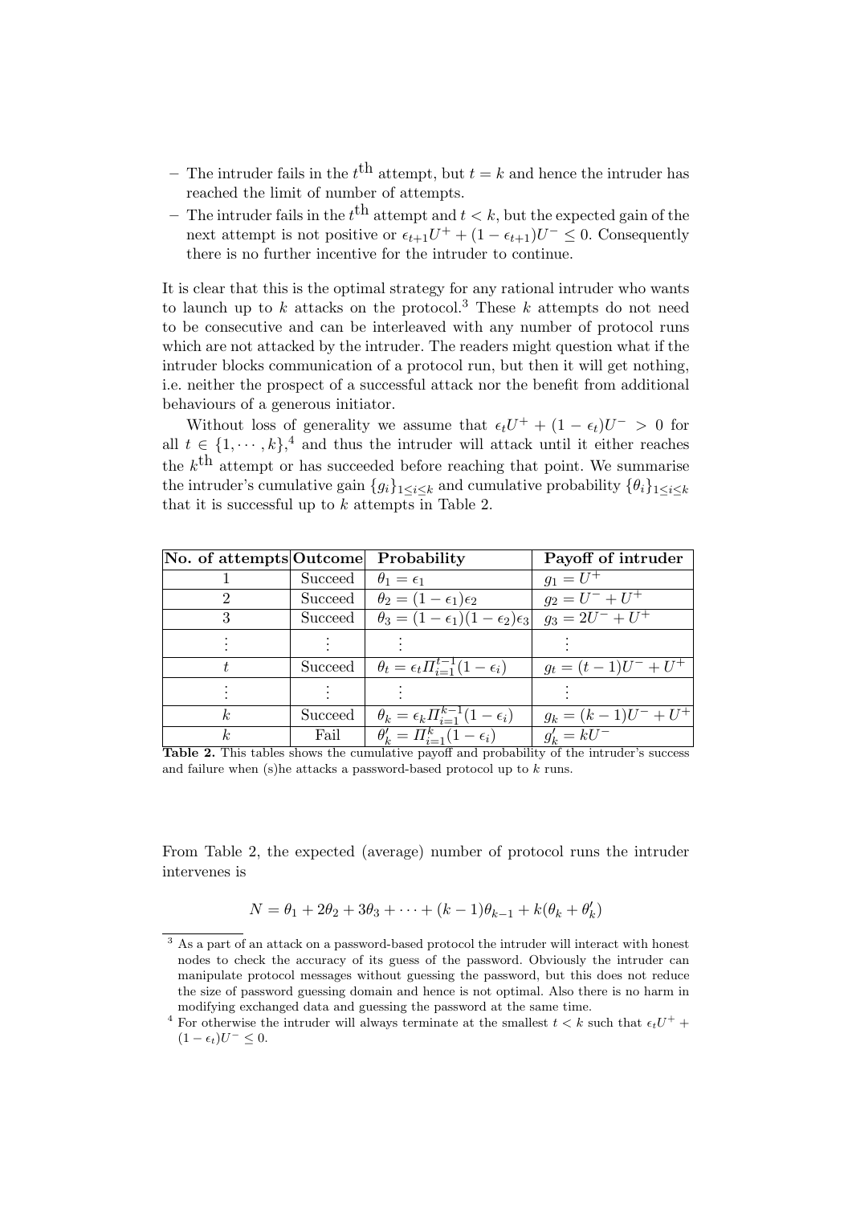- The intruder fails in the $t^{\text{th}}$ attempt, but $t = k$ and hence the intruder has reached the limit of number of attempts.
- The intruder fails in the $t^{\text{th}}$ attempt and $t < k$, but the expected gain of the next attempt is not positive or $\epsilon_{t+1}U^+ + (1 - \epsilon_{t+1})U^- \leq 0$. Consequently there is no further incentive for the intruder to continue.

It is clear that this is the optimal strategy for any rational intruder who wants to launch up to $k$ attacks on the protocol.[3] These $k$ attempts do not need to be consecutive and can be interleaved with any number of protocol runs which are not attacked by the intruder. The readers might question what if the intruder blocks communication of a protocol run, but then it will get nothing, i.e. neither the prospect of a successful attack nor the benefit from additional behaviours of a generous initiator.

Without loss of generality we assume that $\epsilon_t U^+ + (1 - \epsilon_t)U^- > 0$ for all $t \in \{1, \cdots, k\}$,[4] and thus the intruder will attack until it either reaches the $k^{\text{th}}$ attempt or has succeeded before reaching that point. We summarise the intruder's cumulative gain $\{g_i\}_{1 \leq i \leq k}$ and cumulative probability $\{\theta_i\}_{1 \leq i \leq k}$ that it is successful up to $k$ attempts in Table 2.

| No. of attempts | Outcome | Probability | Payoff of intruder |
|---|---|---|---|
| 1 | Succeed | $\theta_1 = \epsilon_1$ | $g_1 = U^+$ |
| 2 | Succeed | $\theta_2 = (1 - \epsilon_1)\epsilon_2$ | $g_2 = U^- + U^+$ |
| 3 | Succeed | $\theta_3 = (1 - \epsilon_1)(1 - \epsilon_2)\epsilon_3$ | $g_3 = 2U^- + U^+$ |
| $\vdots$ | $\vdots$ | $\vdots$ | $\vdots$ |
| $t$ | Succeed | $\theta_t = \epsilon_t \Pi_{i=1}^{t-1}(1 - \epsilon_i)$ | $g_t = (t-1)U^- + U^+$ |
| $\vdots$ | $\vdots$ | $\vdots$ | $\vdots$ |
| $k$ | Succeed | $\theta_k = \epsilon_k \Pi_{i=1}^{k-1}(1 - \epsilon_i)$ | $g_k = (k-1)U^- + U^+$ |
| $k$ | Fail | $\theta'_k = \Pi_{i=1}^{k}(1 - \epsilon_i)$ | $g'_k = kU^-$ |

**Table 2.** This tables shows the cumulative payoff and probability of the intruder's success and failure when (s)he attacks a password-based protocol up to $k$ runs.

From Table 2, the expected (average) number of protocol runs the intruder intervenes is

$$N = \theta_1 + 2\theta_2 + 3\theta_3 + \cdots + (k-1)\theta_{k-1} + k(\theta_k + \theta'_k)$$

[3] As a part of an attack on a password-based protocol the intruder will interact with honest nodes to check the accuracy of its guess of the password. Obviously the intruder can manipulate protocol messages without guessing the password, but this does not reduce the size of password guessing domain and hence is not optimal. Also there is no harm in modifying exchanged data and guessing the password at the same time.

[4] For otherwise the intruder will always terminate at the smallest $t < k$ such that $\epsilon_t U^+ + (1 - \epsilon_t)U^- \leq 0$.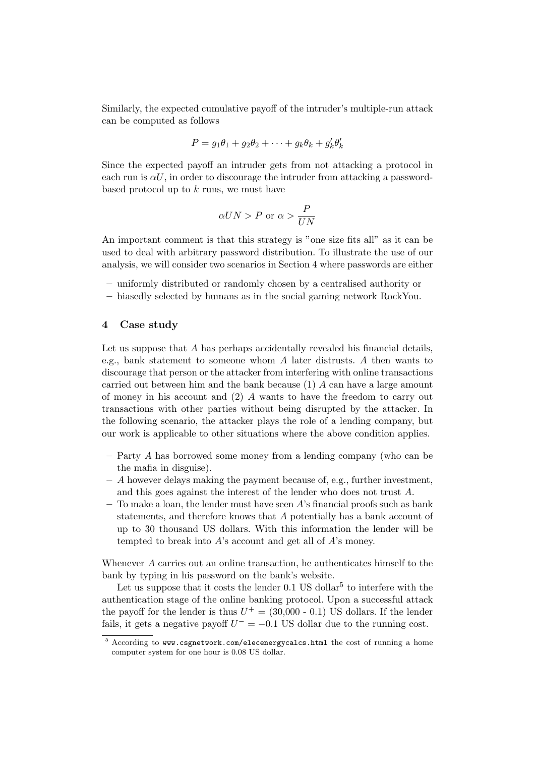Similarly, the expected cumulative payoff of the intruder's multiple-run attack can be computed as follows

$$P = g_1\theta_1 + g_2\theta_2 + \cdots + g_k\theta_k + g'_k\theta'_k$$

Since the expected payoff an intruder gets from not attacking a protocol in each run is $\alpha U$, in order to discourage the intruder from attacking a password-based protocol up to $k$ runs, we must have

$$\alpha UN > P \text{ or } \alpha > \frac{P}{UN}$$

An important comment is that this strategy is "one size fits all" as it can be used to deal with arbitrary password distribution. To illustrate the use of our analysis, we will consider two scenarios in Section 4 where passwords are either

- uniformly distributed or randomly chosen by a centralised authority or
- biasedly selected by humans as in the social gaming network RockYou.

## 4 Case study

Let us suppose that $A$ has perhaps accidentally revealed his financial details, e.g., bank statement to someone whom $A$ later distrusts. $A$ then wants to discourage that person or the attacker from interfering with online transactions carried out between him and the bank because (1) $A$ can have a large amount of money in his account and (2) $A$ wants to have the freedom to carry out transactions with other parties without being disrupted by the attacker. In the following scenario, the attacker plays the role of a lending company, but our work is applicable to other situations where the above condition applies.

- Party $A$ has borrowed some money from a lending company (who can be the mafia in disguise).
- $A$ however delays making the payment because of, e.g., further investment, and this goes against the interest of the lender who does not trust $A$.
- To make a loan, the lender must have seen $A$'s financial proofs such as bank statements, and therefore knows that $A$ potentially has a bank account of up to 30 thousand US dollars. With this information the lender will be tempted to break into $A$'s account and get all of $A$'s money.

Whenever $A$ carries out an online transaction, he authenticates himself to the bank by typing in his password on the bank's website.

Let us suppose that it costs the lender 0.1 US dollar[5] to interfere with the authentication stage of the online banking protocol. Upon a successful attack the payoff for the lender is thus $U^+ = (30{,}000 - 0.1)$ US dollars. If the lender fails, it gets a negative payoff $U^- = -0.1$ US dollar due to the running cost.

[5] According to www.csgnetwork.com/elecenergycalcs.html the cost of running a home computer system for one hour is 0.08 US dollar.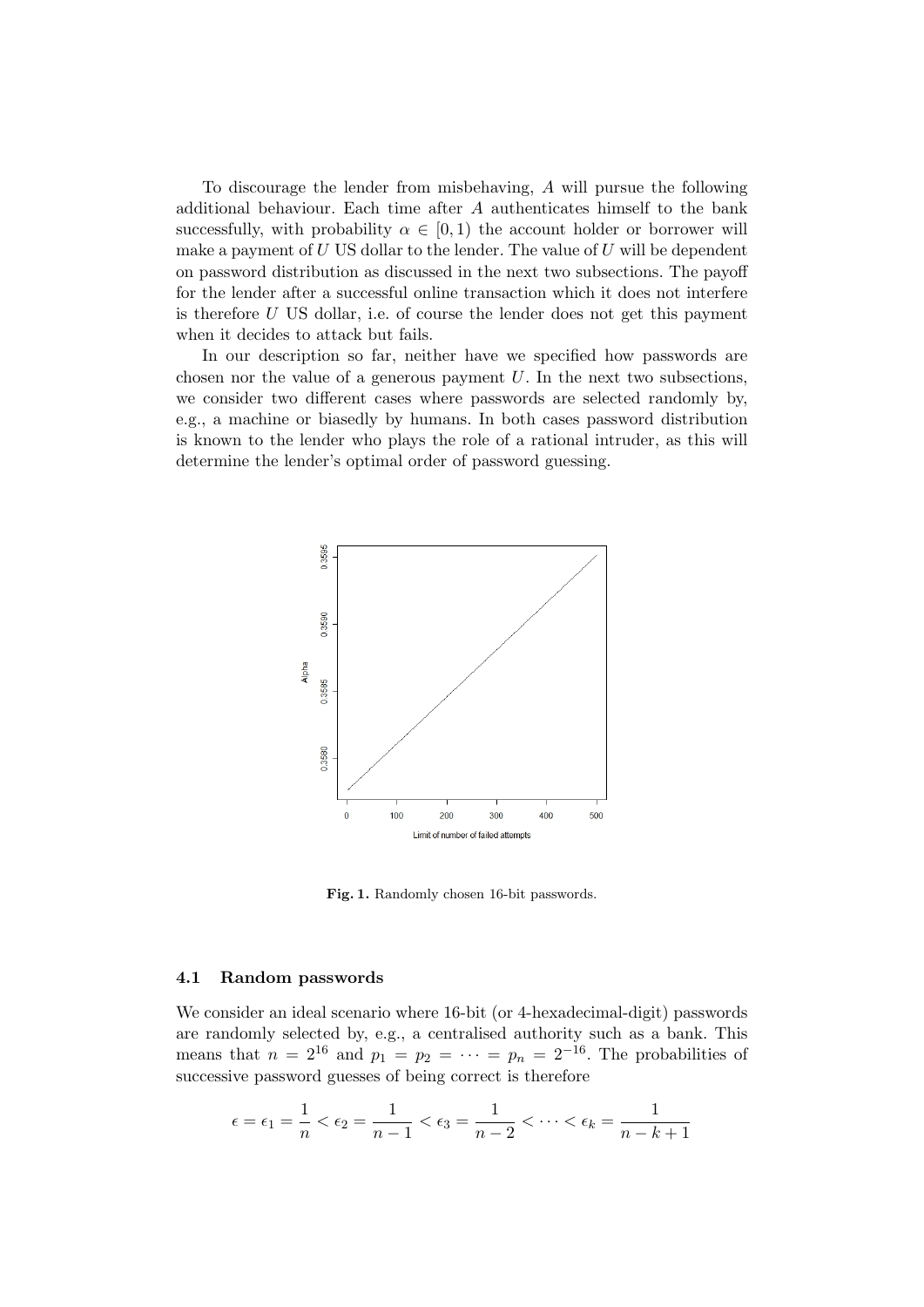To discourage the lender from misbehaving, $A$ will pursue the following additional behaviour. Each time after $A$ authenticates himself to the bank successfully, with probability $\alpha \in [0, 1)$ the account holder or borrower will make a payment of $U$ US dollar to the lender. The value of $U$ will be dependent on password distribution as discussed in the next two subsections. The payoff for the lender after a successful online transaction which it does not interfere is therefore $U$ US dollar, i.e. of course the lender does not get this payment when it decides to attack but fails.

In our description so far, neither have we specified how passwords are chosen nor the value of a generous payment $U$. In the next two subsections, we consider two different cases where passwords are selected randomly by, e.g., a machine or biasedly by humans. In both cases password distribution is known to the lender who plays the role of a rational intruder, as this will determine the lender's optimal order of password guessing.

**Fig. 1.** Randomly chosen 16-bit passwords.

### 4.1 Random passwords

We consider an ideal scenario where 16-bit (or 4-hexadecimal-digit) passwords are randomly selected by, e.g., a centralised authority such as a bank. This means that $n = 2^{16}$ and $p_1 = p_2 = \cdots = p_n = 2^{-16}$. The probabilities of successive password guesses of being correct is therefore

$$\epsilon = \epsilon_1 = \frac{1}{n} < \epsilon_2 = \frac{1}{n-1} < \epsilon_3 = \frac{1}{n-2} < \cdots < \epsilon_k = \frac{1}{n-k+1}$$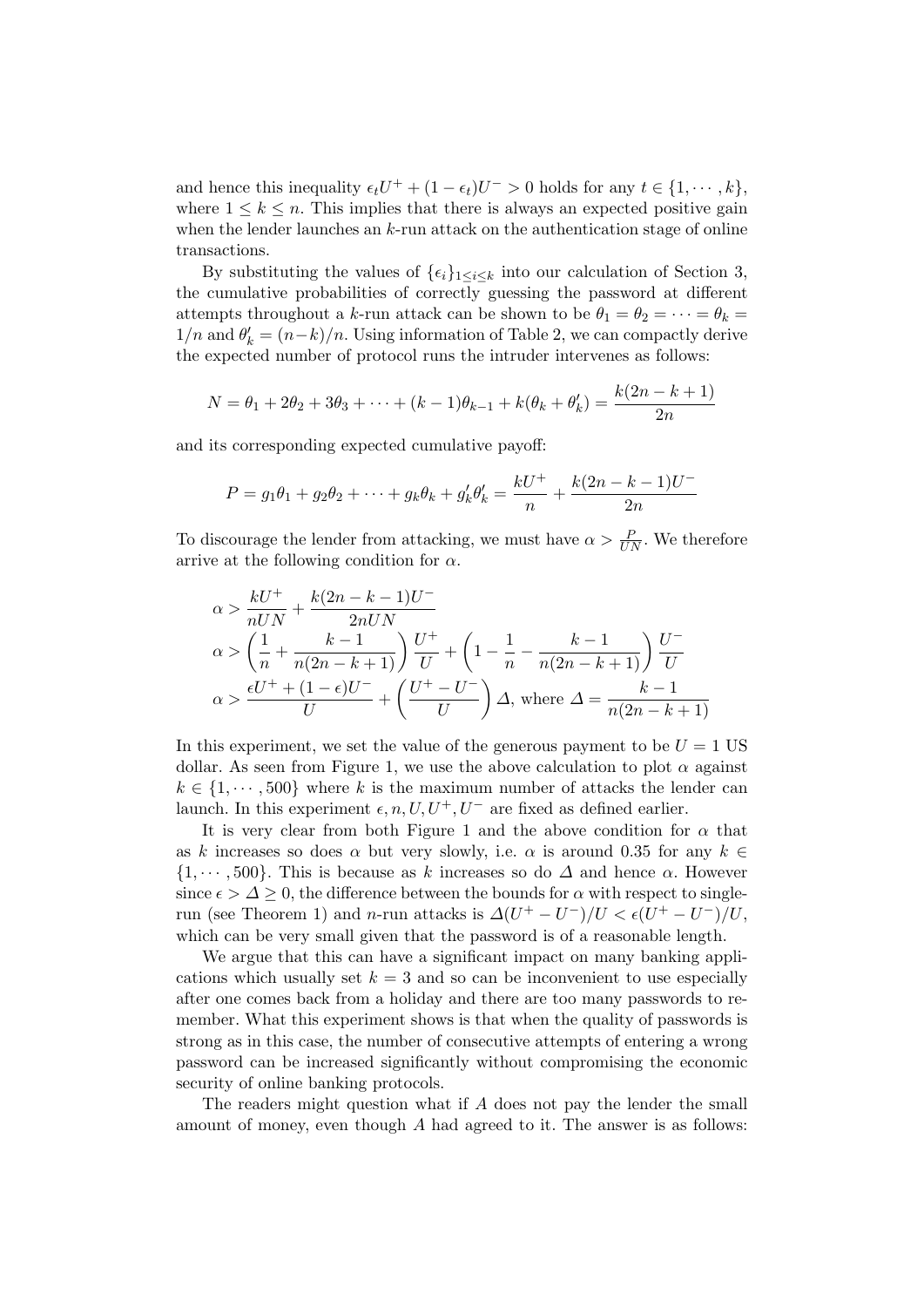and hence this inequality $\epsilon_t U^+ + (1-\epsilon_t)U^- > 0$ holds for any $t \in \{1, \cdots, k\}$, where $1 \leq k \leq n$. This implies that there is always an expected positive gain when the lender launches an $k$-run attack on the authentication stage of online transactions.

By substituting the values of $\{\epsilon_i\}_{1 \leq i \leq k}$ into our calculation of Section 3, the cumulative probabilities of correctly guessing the password at different attempts throughout a $k$-run attack can be shown to be $\theta_1 = \theta_2 = \cdots = \theta_k = 1/n$ and $\theta'_k = (n-k)/n$. Using information of Table 2, we can compactly derive the expected number of protocol runs the intruder intervenes as follows:

$$N = \theta_1 + 2\theta_2 + 3\theta_3 + \cdots + (k-1)\theta_{k-1} + k(\theta_k + \theta'_k) = \frac{k(2n-k+1)}{2n}$$

and its corresponding expected cumulative payoff:

$$P = g_1\theta_1 + g_2\theta_2 + \cdots + g_k\theta_k + g'_k\theta'_k = \frac{kU^+}{n} + \frac{k(2n-k-1)U^-}{2n}$$

To discourage the lender from attacking, we must have $\alpha > \frac{P}{UN}$. We therefore arrive at the following condition for $\alpha$.

$$\alpha > \frac{kU^+}{nUN} + \frac{k(2n-k-1)U^-}{2nUN}$$

$$\alpha > \left(\frac{1}{n} + \frac{k-1}{n(2n-k+1)}\right)\frac{U^+}{U} + \left(1 - \frac{1}{n} - \frac{k-1}{n(2n-k+1)}\right)\frac{U^-}{U}$$

$$\alpha > \frac{\epsilon U^+ + (1-\epsilon)U^-}{U} + \left(\frac{U^+ - U^-}{U}\right)\Delta, \text{ where } \Delta = \frac{k-1}{n(2n-k+1)}$$

In this experiment, we set the value of the generous payment to be $U = 1$ US dollar. As seen from Figure 1, we use the above calculation to plot $\alpha$ against $k \in \{1, \cdots, 500\}$ where $k$ is the maximum number of attacks the lender can launch. In this experiment $\epsilon, n, U, U^+, U^-$ are fixed as defined earlier.

It is very clear from both Figure 1 and the above condition for $\alpha$ that as $k$ increases so does $\alpha$ but very slowly, i.e. $\alpha$ is around 0.35 for any $k \in \{1, \cdots, 500\}$. This is because as $k$ increases so do $\Delta$ and hence $\alpha$. However since $\epsilon > \Delta \geq 0$, the difference between the bounds for $\alpha$ with respect to single-run (see Theorem 1) and $n$-run attacks is $\Delta(U^+ - U^-)/U < \epsilon(U^+ - U^-)/U$, which can be very small given that the password is of a reasonable length.

We argue that this can have a significant impact on many banking applications which usually set $k = 3$ and so can be inconvenient to use especially after one comes back from a holiday and there are too many passwords to remember. What this experiment shows is that when the quality of passwords is strong as in this case, the number of consecutive attempts of entering a wrong password can be increased significantly without compromising the economic security of online banking protocols.

The readers might question what if $A$ does not pay the lender the small amount of money, even though $A$ had agreed to it. The answer is as follows: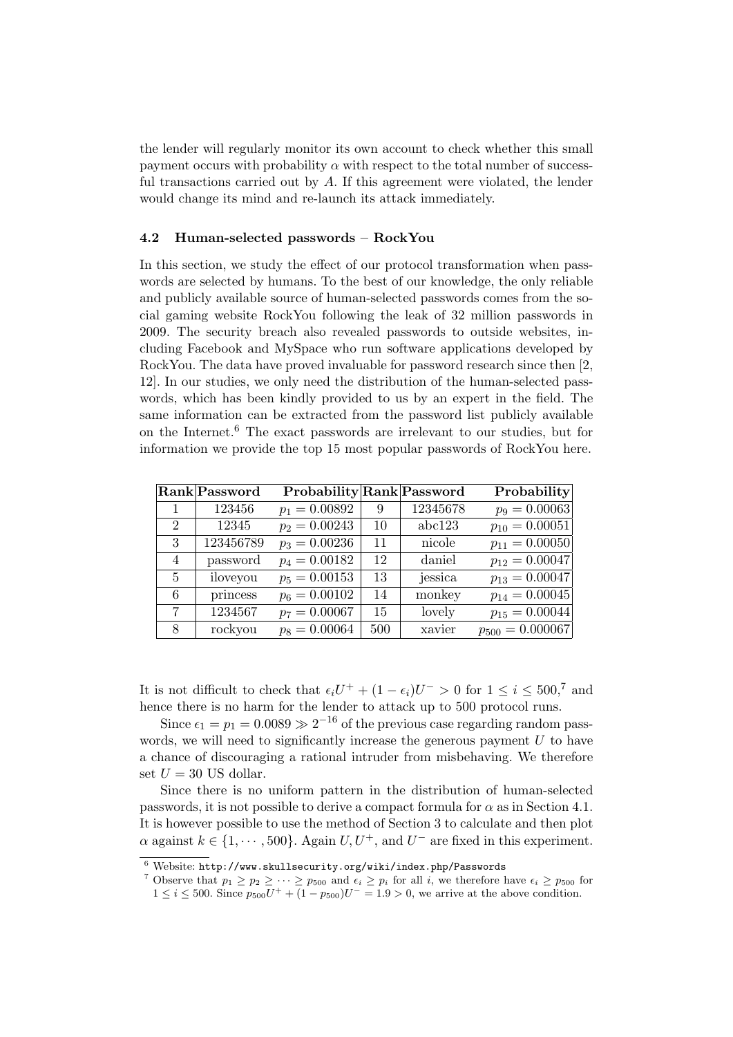the lender will regularly monitor its own account to check whether this small payment occurs with probability $\alpha$ with respect to the total number of successful transactions carried out by $A$. If this agreement were violated, the lender would change its mind and re-launch its attack immediately.

### 4.2 Human-selected passwords – RockYou

In this section, we study the effect of our protocol transformation when passwords are selected by humans. To the best of our knowledge, the only reliable and publicly available source of human-selected passwords comes from the social gaming website RockYou following the leak of 32 million passwords in 2009. The security breach also revealed passwords to outside websites, including Facebook and MySpace who run software applications developed by RockYou. The data have proved invaluable for password research since then [2, 12]. In our studies, we only need the distribution of the human-selected passwords, which has been kindly provided to us by an expert in the field. The same information can be extracted from the password list publicly available on the Internet.[6] The exact passwords are irrelevant to our studies, but for information we provide the top 15 most popular passwords of RockYou here.

| Rank | Password | Probability | Rank | Password | Probability |
|---|---|---|---|---|---|
| 1 | 123456 | $p_1 = 0.00892$ | 9 | 12345678 | $p_9 = 0.00063$ |
| 2 | 12345 | $p_2 = 0.00243$ | 10 | abc123 | $p_{10} = 0.00051$ |
| 3 | 123456789 | $p_3 = 0.00236$ | 11 | nicole | $p_{11} = 0.00050$ |
| 4 | password | $p_4 = 0.00182$ | 12 | daniel | $p_{12} = 0.00047$ |
| 5 | iloveyou | $p_5 = 0.00153$ | 13 | jessica | $p_{13} = 0.00047$ |
| 6 | princess | $p_6 = 0.00102$ | 14 | monkey | $p_{14} = 0.00045$ |
| 7 | 1234567 | $p_7 = 0.00067$ | 15 | lovely | $p_{15} = 0.00044$ |
| 8 | rockyou | $p_8 = 0.00064$ | 500 | xavier | $p_{500} = 0.000067$ |

It is not difficult to check that $\epsilon_i U^+ + (1-\epsilon_i)U^- > 0$ for $1 \leq i \leq 500$,[7] and hence there is no harm for the lender to attack up to 500 protocol runs.

Since $\epsilon_1 = p_1 = 0.0089 \gg 2^{-16}$ of the previous case regarding random passwords, we will need to significantly increase the generous payment $U$ to have a chance of discouraging a rational intruder from misbehaving. We therefore set $U = 30$ US dollar.

Since there is no uniform pattern in the distribution of human-selected passwords, it is not possible to derive a compact formula for $\alpha$ as in Section 4.1. It is however possible to use the method of Section 3 to calculate and then plot $\alpha$ against $k \in \{1, \cdots, 500\}$. Again $U, U^+$, and $U^-$ are fixed in this experiment.

---

[6] Website: `http://www.skullsecurity.org/wiki/index.php/Passwords`

[7] Observe that $p_1 \geq p_2 \geq \cdots \geq p_{500}$ and $\epsilon_i \geq p_i$ for all $i$, we therefore have $\epsilon_i \geq p_{500}$ for $1 \leq i \leq 500$. Since $p_{500}U^+ + (1-p_{500})U^- = 1.9 > 0$, we arrive at the above condition.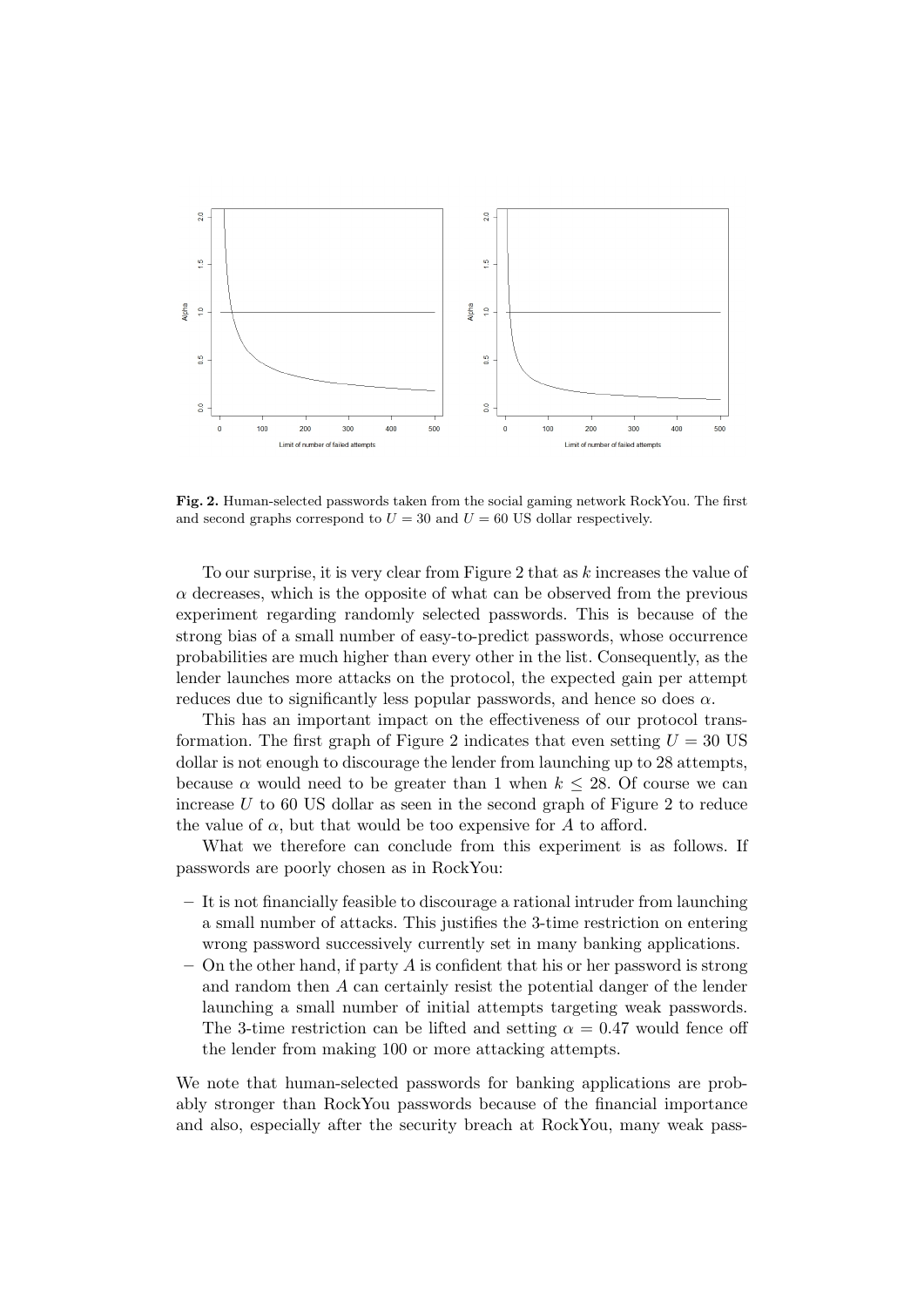**Fig. 2.** Human-selected passwords taken from the social gaming network RockYou. The first and second graphs correspond to $U = 30$ and $U = 60$ US dollar respectively.

To our surprise, it is very clear from Figure 2 that as $k$ increases the value of $\alpha$ decreases, which is the opposite of what can be observed from the previous experiment regarding randomly selected passwords. This is because of the strong bias of a small number of easy-to-predict passwords, whose occurrence probabilities are much higher than every other in the list. Consequently, as the lender launches more attacks on the protocol, the expected gain per attempt reduces due to significantly less popular passwords, and hence so does $\alpha$.

This has an important impact on the effectiveness of our protocol transformation. The first graph of Figure 2 indicates that even setting $U = 30$ US dollar is not enough to discourage the lender from launching up to 28 attempts, because $\alpha$ would need to be greater than 1 when $k \leq 28$. Of course we can increase $U$ to 60 US dollar as seen in the second graph of Figure 2 to reduce the value of $\alpha$, but that would be too expensive for $A$ to afford.

What we therefore can conclude from this experiment is as follows. If passwords are poorly chosen as in RockYou:

- It is not financially feasible to discourage a rational intruder from launching a small number of attacks. This justifies the 3-time restriction on entering wrong password successively currently set in many banking applications.
- On the other hand, if party $A$ is confident that his or her password is strong and random then $A$ can certainly resist the potential danger of the lender launching a small number of initial attempts targeting weak passwords. The 3-time restriction can be lifted and setting $\alpha = 0.47$ would fence off the lender from making 100 or more attacking attempts.

We note that human-selected passwords for banking applications are probably stronger than RockYou passwords because of the financial importance and also, especially after the security breach at RockYou, many weak pass-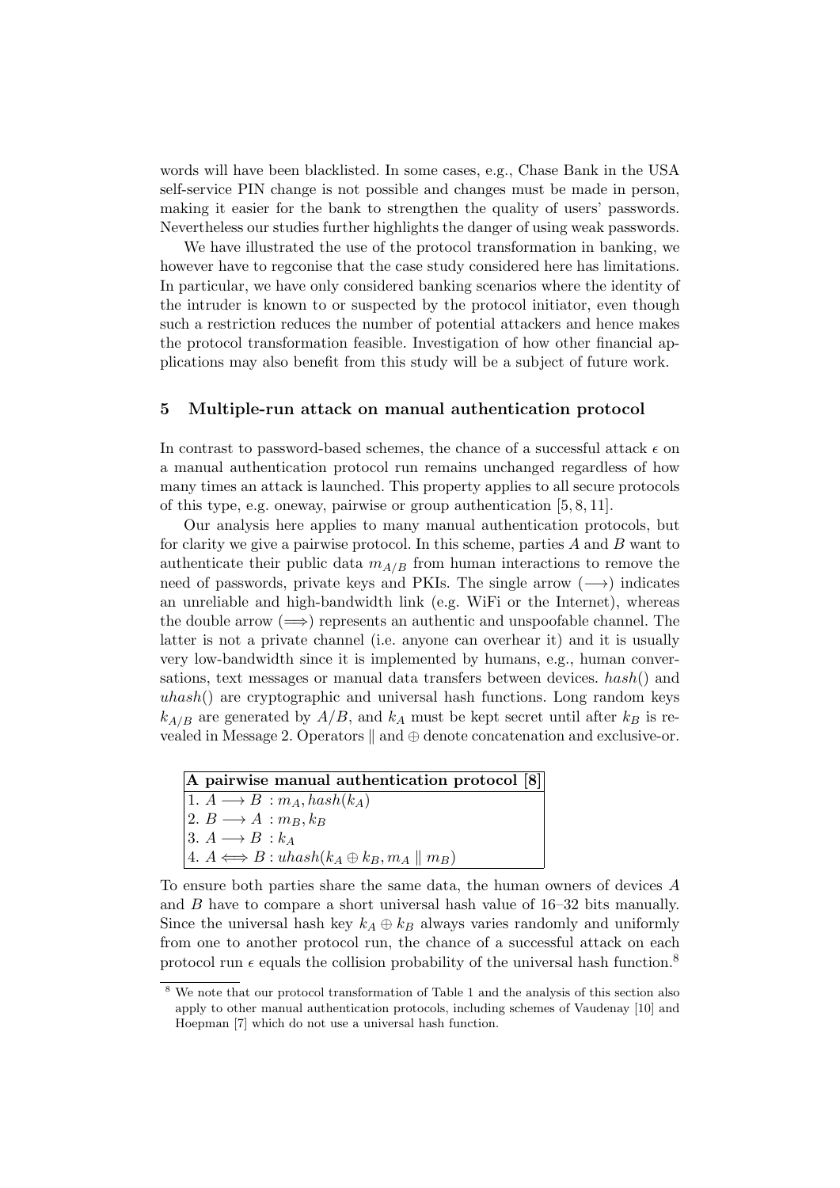words will have been blacklisted. In some cases, e.g., Chase Bank in the USA self-service PIN change is not possible and changes must be made in person, making it easier for the bank to strengthen the quality of users' passwords. Nevertheless our studies further highlights the danger of using weak passwords.

We have illustrated the use of the protocol transformation in banking, we however have to regconise that the case study considered here has limitations. In particular, we have only considered banking scenarios where the identity of the intruder is known to or suspected by the protocol initiator, even though such a restriction reduces the number of potential attackers and hence makes the protocol transformation feasible. Investigation of how other financial applications may also benefit from this study will be a subject of future work.

## 5 Multiple-run attack on manual authentication protocol

In contrast to password-based schemes, the chance of a successful attack $\epsilon$ on a manual authentication protocol run remains unchanged regardless of how many times an attack is launched. This property applies to all secure protocols of this type, e.g. oneway, pairwise or group authentication [5, 8, 11].

Our analysis here applies to many manual authentication protocols, but for clarity we give a pairwise protocol. In this scheme, parties $A$ and $B$ want to authenticate their public data $m_{A/B}$ from human interactions to remove the need of passwords, private keys and PKIs. The single arrow ($\longrightarrow$) indicates an unreliable and high-bandwidth link (e.g. WiFi or the Internet), whereas the double arrow ($\Longrightarrow$) represents an authentic and unspoofable channel. The latter is not a private channel (i.e. anyone can overhear it) and it is usually very low-bandwidth since it is implemented by humans, e.g., human conversations, text messages or manual data transfers between devices. $hash()$ and $uhash()$ are cryptographic and universal hash functions. Long random keys $k_{A/B}$ are generated by $A/B$, and $k_A$ must be kept secret until after $k_B$ is revealed in Message 2. Operators $\|$ and $\oplus$ denote concatenation and exclusive-or.

| **A pairwise manual authentication protocol [8]** |
|---|
| 1. $A \longrightarrow B : m_A, hash(k_A)$ |
| 2. $B \longrightarrow A : m_B, k_B$ |
| 3. $A \longrightarrow B : k_A$ |
| 4. $A \Longleftrightarrow B : uhash(k_A \oplus k_B, m_A \parallel m_B)$ |

To ensure both parties share the same data, the human owners of devices $A$ and $B$ have to compare a short universal hash value of 16–32 bits manually. Since the universal hash key $k_A \oplus k_B$ always varies randomly and uniformly from one to another protocol run, the chance of a successful attack on each protocol run $\epsilon$ equals the collision probability of the universal hash function.[8]

[8] We note that our protocol transformation of Table 1 and the analysis of this section also apply to other manual authentication protocols, including schemes of Vaudenay [10] and Hoepman [7] which do not use a universal hash function.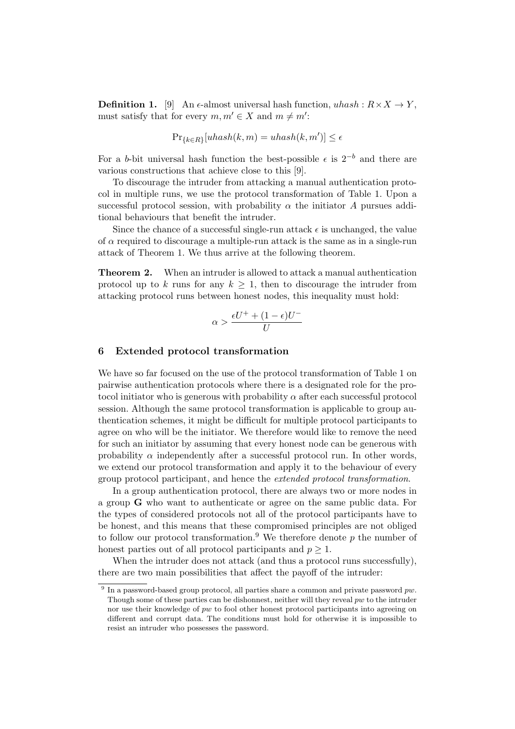**Definition 1.** [9] An $\epsilon$-almost universal hash function, $uhash : R \times X \to Y$, must satisfy that for every $m, m' \in X$ and $m \neq m'$:

$$\Pr_{\{k \in R\}}[uhash(k, m) = uhash(k, m')] \leq \epsilon$$

For a $b$-bit universal hash function the best-possible $\epsilon$ is $2^{-b}$ and there are various constructions that achieve close to this [9].

To discourage the intruder from attacking a manual authentication protocol in multiple runs, we use the protocol transformation of Table 1. Upon a successful protocol session, with probability $\alpha$ the initiator $A$ pursues additional behaviours that benefit the intruder.

Since the chance of a successful single-run attack $\epsilon$ is unchanged, the value of $\alpha$ required to discourage a multiple-run attack is the same as in a single-run attack of Theorem 1. We thus arrive at the following theorem.

**Theorem 2.** When an intruder is allowed to attack a manual authentication protocol up to $k$ runs for any $k \geq 1$, then to discourage the intruder from attacking protocol runs between honest nodes, this inequality must hold:

$$\alpha > \frac{\epsilon U^+ + (1 - \epsilon)U^-}{U}$$

## 6 Extended protocol transformation

We have so far focused on the use of the protocol transformation of Table 1 on pairwise authentication protocols where there is a designated role for the protocol initiator who is generous with probability $\alpha$ after each successful protocol session. Although the same protocol transformation is applicable to group authentication schemes, it might be difficult for multiple protocol participants to agree on who will be the initiator. We therefore would like to remove the need for such an initiator by assuming that every honest node can be generous with probability $\alpha$ independently after a successful protocol run. In other words, we extend our protocol transformation and apply it to the behaviour of every group protocol participant, and hence the *extended protocol transformation*.

In a group authentication protocol, there are always two or more nodes in a group **G** who want to authenticate or agree on the same public data. For the types of considered protocols not all of the protocol participants have to be honest, and this means that these compromised principles are not obliged to follow our protocol transformation.[9] We therefore denote $p$ the number of honest parties out of all protocol participants and $p \geq 1$.

When the intruder does not attack (and thus a protocol runs successfully), there are two main possibilities that affect the payoff of the intruder:

[9] In a password-based group protocol, all parties share a common and private password $pw$. Though some of these parties can be dishonnest, neither will they reveal $pw$ to the intruder nor use their knowledge of $pw$ to fool other honest protocol participants into agreeing on different and corrupt data. The conditions must hold for otherwise it is impossible to resist an intruder who possesses the password.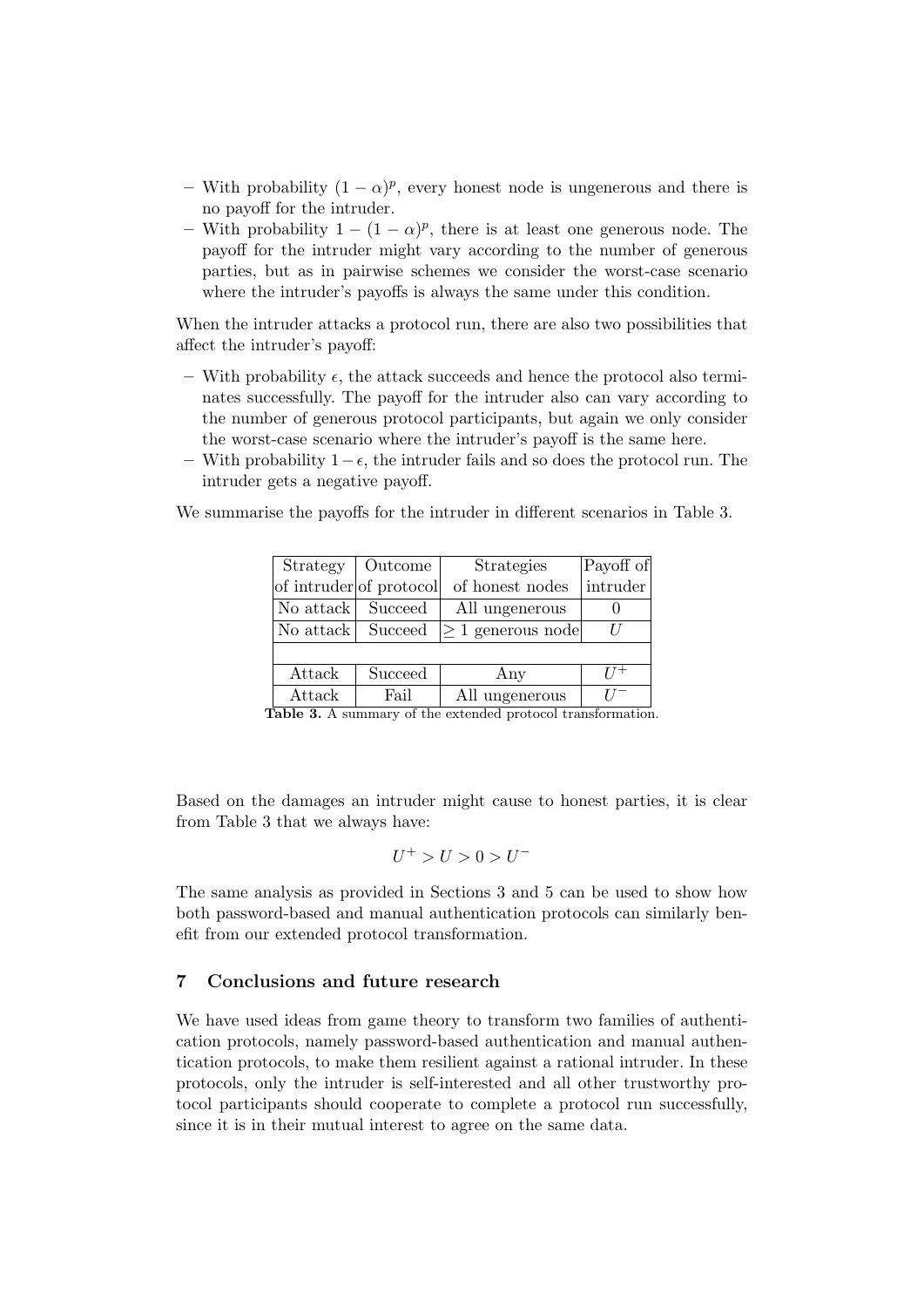– With probability $(1-\alpha)^p$, every honest node is ungenerous and there is no payoff for the intruder.
– With probability $1-(1-\alpha)^p$, there is at least one generous node. The payoff for the intruder might vary according to the number of generous parties, but as in pairwise schemes we consider the worst-case scenario where the intruder's payoffs is always the same under this condition.

When the intruder attacks a protocol run, there are also two possibilities that affect the intruder's payoff:

– With probability $\epsilon$, the attack succeeds and hence the protocol also terminates successfully. The payoff for the intruder also can vary according to the number of generous protocol participants, but again we only consider the worst-case scenario where the intruder's payoff is the same here.
– With probability $1-\epsilon$, the intruder fails and so does the protocol run. The intruder gets a negative payoff.

We summarise the payoffs for the intruder in different scenarios in Table 3.

| Strategy of intruder | Outcome of protocol | Strategies of honest nodes | Payoff of intruder |
|---|---|---|---|
| No attack | Succeed | All ungenerous | 0 |
| No attack | Succeed | $\geq 1$ generous node | $U$ |
| | | | |
| Attack | Succeed | Any | $U^+$ |
| Attack | Fail | All ungenerous | $U^-$ |

**Table 3.** A summary of the extended protocol transformation.

Based on the damages an intruder might cause to honest parties, it is clear from Table 3 that we always have:

$$U^+ > U > 0 > U^-$$

The same analysis as provided in Sections 3 and 5 can be used to show how both password-based and manual authentication protocols can similarly benefit from our extended protocol transformation.

## 7 Conclusions and future research

We have used ideas from game theory to transform two families of authentication protocols, namely password-based authentication and manual authentication protocols, to make them resilient against a rational intruder. In these protocols, only the intruder is self-interested and all other trustworthy protocol participants should cooperate to complete a protocol run successfully, since it is in their mutual interest to agree on the same data.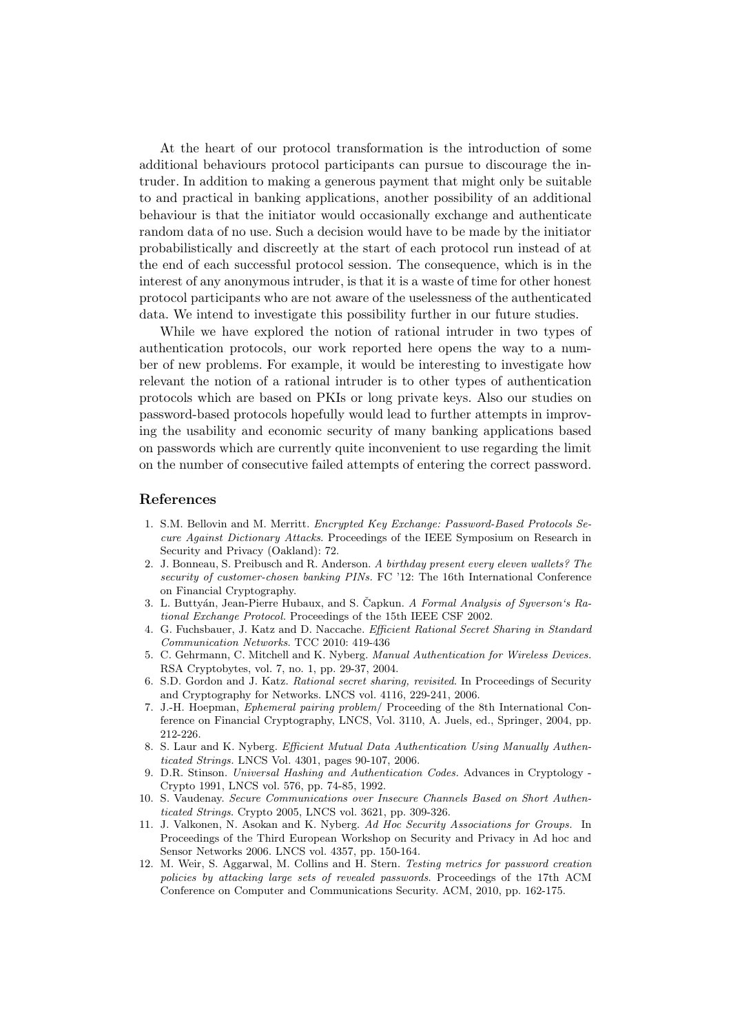At the heart of our protocol transformation is the introduction of some additional behaviours protocol participants can pursue to discourage the intruder. In addition to making a generous payment that might only be suitable to and practical in banking applications, another possibility of an additional behaviour is that the initiator would occasionally exchange and authenticate random data of no use. Such a decision would have to be made by the initiator probabilistically and discreetly at the start of each protocol run instead of at the end of each successful protocol session. The consequence, which is in the interest of any anonymous intruder, is that it is a waste of time for other honest protocol participants who are not aware of the uselessness of the authenticated data. We intend to investigate this possibility further in our future studies.

While we have explored the notion of rational intruder in two types of authentication protocols, our work reported here opens the way to a number of new problems. For example, it would be interesting to investigate how relevant the notion of a rational intruder is to other types of authentication protocols which are based on PKIs or long private keys. Also our studies on password-based protocols hopefully would lead to further attempts in improving the usability and economic security of many banking applications based on passwords which are currently quite inconvenient to use regarding the limit on the number of consecutive failed attempts of entering the correct password.

## References

1. S.M. Bellovin and M. Merritt. *Encrypted Key Exchange: Password-Based Protocols Secure Against Dictionary Attacks*. Proceedings of the IEEE Symposium on Research in Security and Privacy (Oakland): 72.
2. J. Bonneau, S. Preibusch and R. Anderson. *A birthday present every eleven wallets? The security of customer-chosen banking PINs*. FC '12: The 16th International Conference on Financial Cryptography.
3. L. Buttyán, Jean-Pierre Hubaux, and S. Čapkun. *A Formal Analysis of Syverson's Rational Exchange Protocol.* Proceedings of the 15th IEEE CSF 2002.
4. G. Fuchsbauer, J. Katz and D. Naccache. *Efficient Rational Secret Sharing in Standard Communication Networks*. TCC 2010: 419-436
5. C. Gehrmann, C. Mitchell and K. Nyberg. *Manual Authentication for Wireless Devices.* RSA Cryptobytes, vol. 7, no. 1, pp. 29-37, 2004.
6. S.D. Gordon and J. Katz. *Rational secret sharing, revisited*. In Proceedings of Security and Cryptography for Networks. LNCS vol. 4116, 229-241, 2006.
7. J.-H. Hoepman, *Ephemeral pairing problem*/ Proceeding of the 8th International Conference on Financial Cryptography, LNCS, Vol. 3110, A. Juels, ed., Springer, 2004, pp. 212-226.
8. S. Laur and K. Nyberg. *Efficient Mutual Data Authentication Using Manually Authenticated Strings*. LNCS Vol. 4301, pages 90-107, 2006.
9. D.R. Stinson. *Universal Hashing and Authentication Codes.* Advances in Cryptology - Crypto 1991, LNCS vol. 576, pp. 74-85, 1992.
10. S. Vaudenay. *Secure Communications over Insecure Channels Based on Short Authenticated Strings*. Crypto 2005, LNCS vol. 3621, pp. 309-326.
11. J. Valkonen, N. Asokan and K. Nyberg. *Ad Hoc Security Associations for Groups.* In Proceedings of the Third European Workshop on Security and Privacy in Ad hoc and Sensor Networks 2006. LNCS vol. 4357, pp. 150-164.
12. M. Weir, S. Aggarwal, M. Collins and H. Stern. *Testing metrics for password creation policies by attacking large sets of revealed passwords*. Proceedings of the 17th ACM Conference on Computer and Communications Security. ACM, 2010, pp. 162-175.